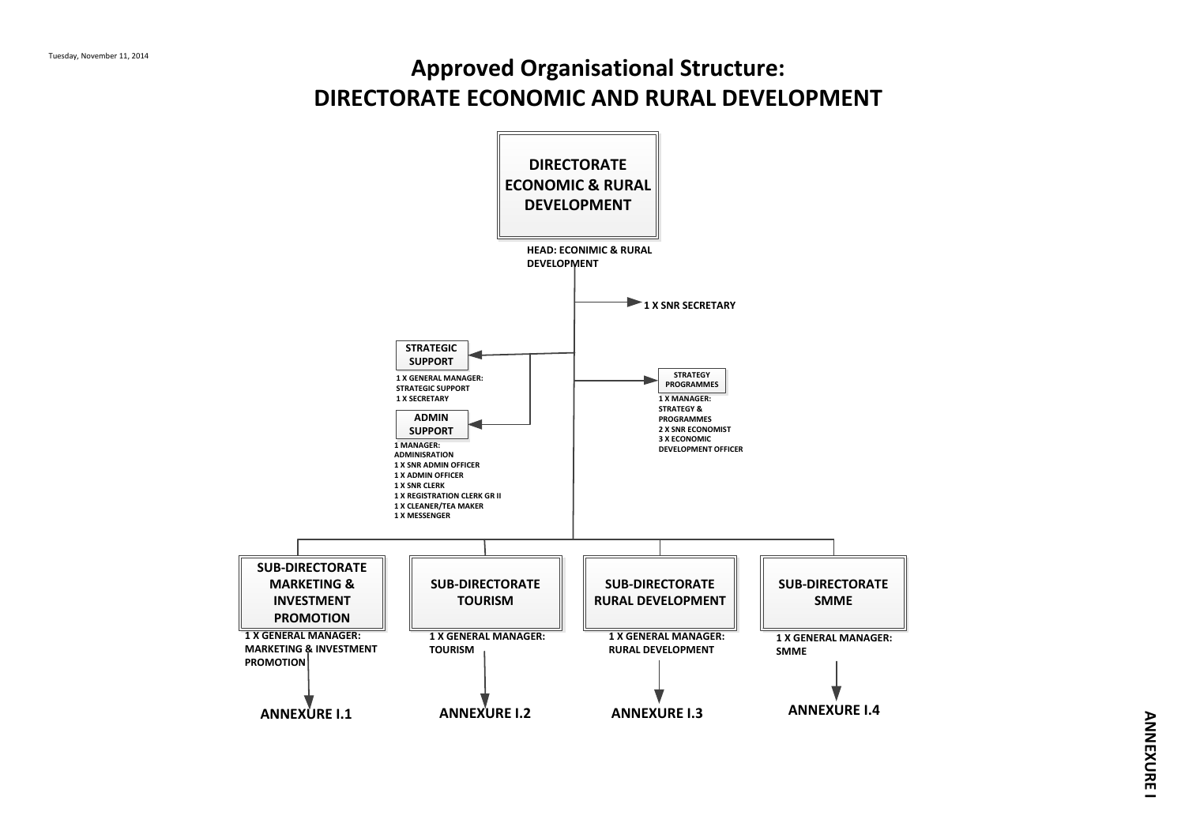Tuesday, November 11, 2014

# Approved Organisational Structure:
# DIRECTORATE ECONOMIC AND RURAL DEVELOPMENT

## DIRECTORATE ECONOMIC & RURAL DEVELOPMENT

HEAD: ECINIMIC & RURAL DEVELOPMENT

1 X SNR SECRETARY

### STRATEGIC SUPPORT

- 1 X GENERAL MANAGER: STRATEGIC SUPPORT
- 1 X SECRETARY

### ADMIN SUPPORT

- 1 MANAGER: ADMINISRATION
- 1 X SNR ADMIN OFFICER
- 1 X ADMIN OFFICER
- 1 X SNR CLERK
- 1 X REGISTRATION CLERK GR II
- 1 X CLEANER/TEA MAKER
- 1 X MESSENGER

### STRATEGY PROGRAMMES

- 1 X MANAGER: STRATEGY & PROGRAMMES
- 2 X SNR ECONOMIST
- 3 X ECONOMIC DEVELOPMENT OFFICER

### SUB-DIRECTORATE MARKETING & INVESTMENT PROMOTION

1 X GENERAL MANAGER: MARKETING & INVESTMENT PROMOTION

ANNEXURE I.1

### SUB-DIRECTORATE TOURISM

1 X GENERAL MANAGER: TOURISM

ANNEXURE I.2

### SUB-DIRECTORATE RURAL DEVELOPMENT

1 X GENERAL MANAGER: RURAL DEVELOPMENT

ANNEXURE I.3

### SUB-DIRECTORATE SMME

1 X GENERAL MANAGER: SMME

ANNEXURE I.4

ANNEXURE I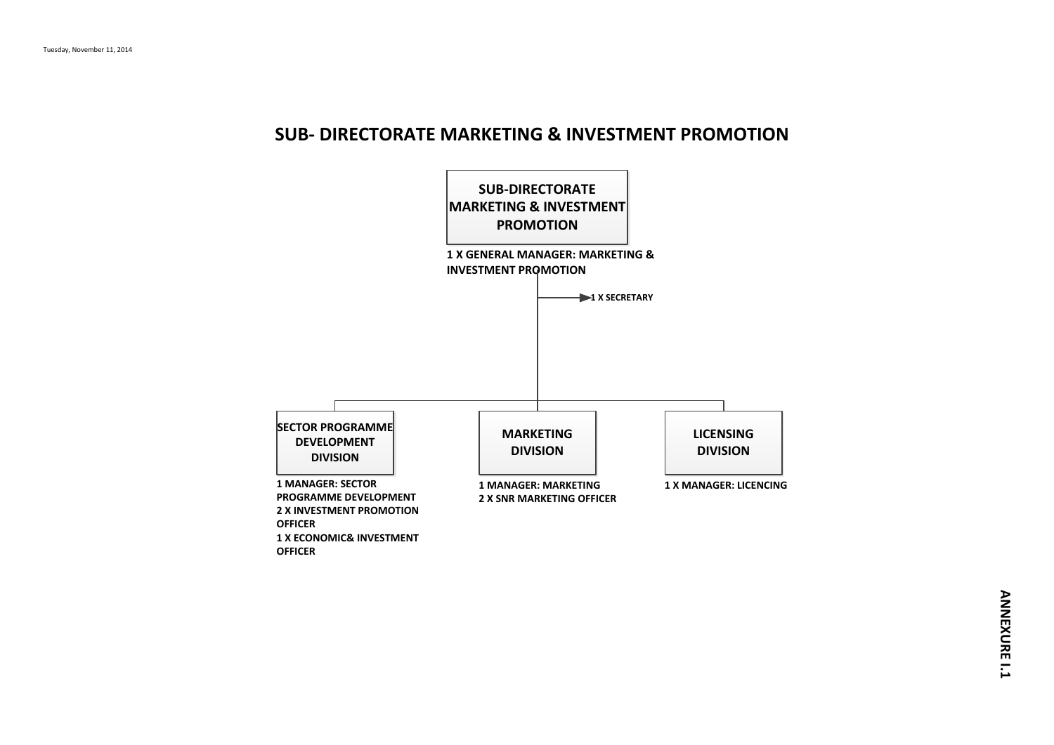# SUB- DIRECTORATE MARKETING & INVESTMENT PROMOTION

**SUB-DIRECTORATE MARKETING & INVESTMENT PROMOTION**

**1 X GENERAL MANAGER: MARKETING & INVESTMENT PROMOTION**

- **1 X SECRETARY**

**SECTOR PROGRAMME DEVELOPMENT DIVISION**

**1 MANAGER: SECTOR PROGRAMME DEVELOPMENT**
**2 X INVESTMENT PROMOTION OFFICER**
**1 X ECONOMIC& INVESTMENT OFFICER**

**MARKETING DIVISION**

**1 MANAGER: MARKETING**
**2 X SNR MARKETING OFFICER**

**LICENSING DIVISION**

**1 X MANAGER: LICENCING**

**ANNEXURE I.1**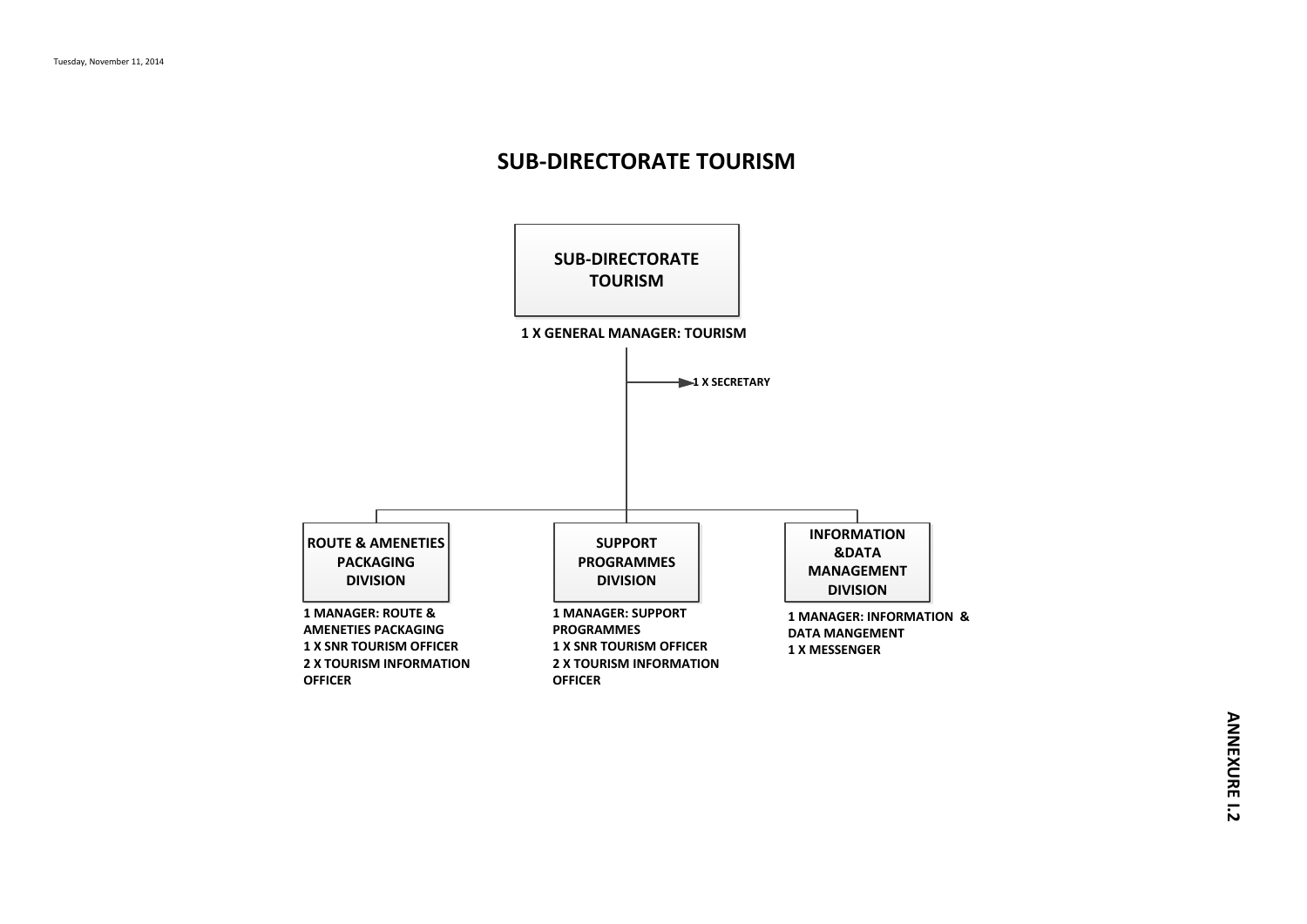# SUB-DIRECTORATE TOURISM

**SUB-DIRECTORATE TOURISM**

1 X GENERAL MANAGER: TOURISM

- 1 X SECRETARY

**ROUTE & AMENETIES PACKAGING DIVISION**

1 MANAGER: ROUTE & AMENETIES PACKAGING
1 X SNR TOURISM OFFICER
2 X TOURISM INFORMATION OFFICER

**SUPPORT PROGRAMMES DIVISION**

1 MANAGER: SUPPORT PROGRAMMES
1 X SNR TOURISM OFFICER
2 X TOURISM INFORMATION OFFICER

**INFORMATION &DATA MANAGEMENT DIVISION**

1 MANAGER: INFORMATION & DATA MANGEMENT
1 X MESSENGER

ANNEXURE I.2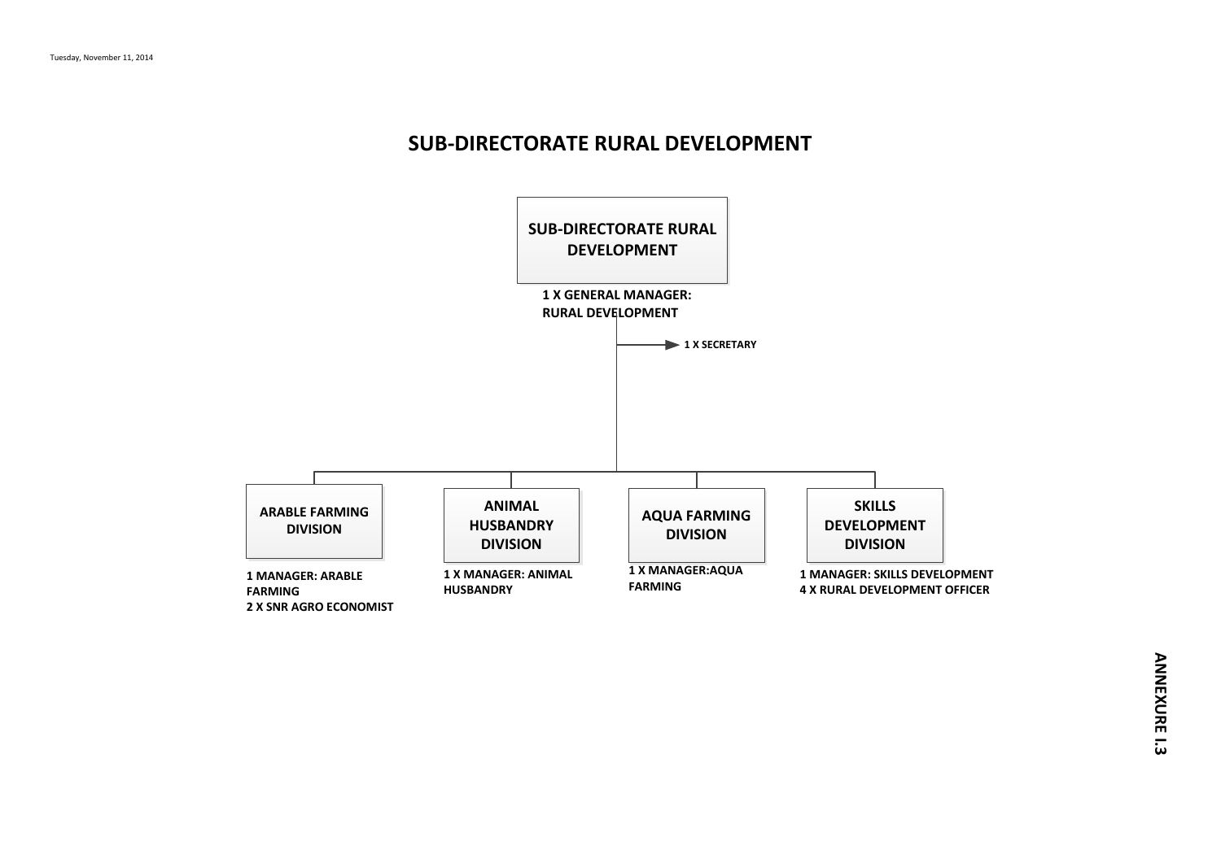# SUB-DIRECTORATE RURAL DEVELOPMENT

**SUB-DIRECTORATE RURAL DEVELOPMENT**

1 X GENERAL MANAGER: RURAL DEVELOPMENT

- 1 X SECRETARY

**ARABLE FARMING DIVISION**

1 MANAGER: ARABLE FARMING
2 X SNR AGRO ECONOMIST

**ANIMAL HUSBANDRY DIVISION**

1 X MANAGER: ANIMAL HUSBANDRY

**AQUA FARMING DIVISION**

1 X MANAGER:AQUA FARMING

**SKILLS DEVELOPMENT DIVISION**

1 MANAGER: SKILLS DEVELOPMENT
4 X RURAL DEVELOPMENT OFFICER

**ANNEXURE I.3**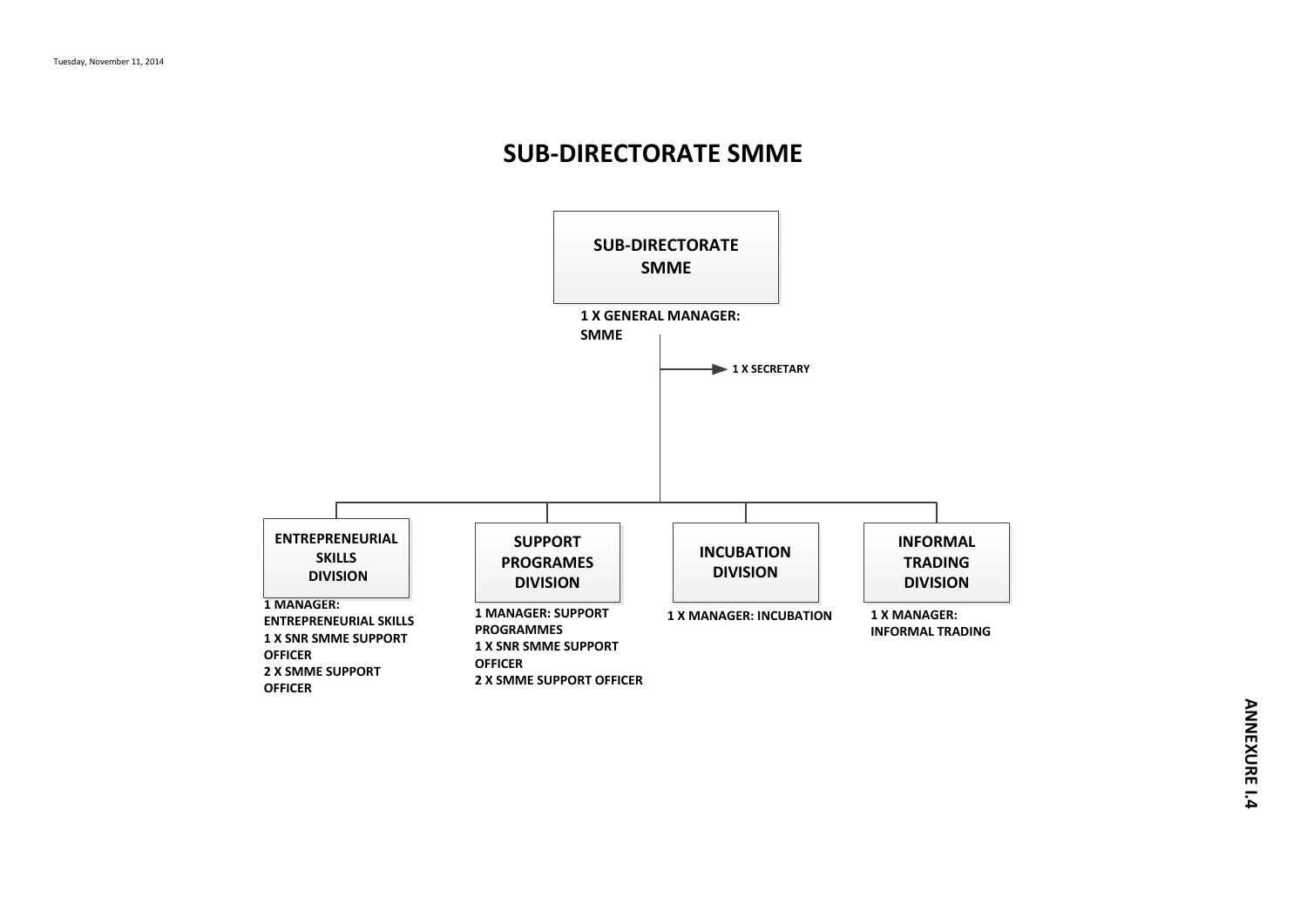# SUB-DIRECTORATE SMME

**SUB-DIRECTORATE SMME**

1 X GENERAL MANAGER: SMME

1 X SECRETARY

**ENTREPRENEURIAL SKILLS DIVISION**

1 MANAGER: ENTREPRENEURIAL SKILLS
1 X SNR SMME SUPPORT OFFICER
2 X SMME SUPPORT OFFICER

**SUPPORT PROGRAMES DIVISION**

1 MANAGER: SUPPORT PROGRAMMES
1 X SNR SMME SUPPORT OFFICER
2 X SMME SUPPORT OFFICER

**INCUBATION DIVISION**

1 X MANAGER: INCUBATION

**INFORMAL TRADING DIVISION**

1 X MANAGER: INFORMAL TRADING

ANNEXURE I.4